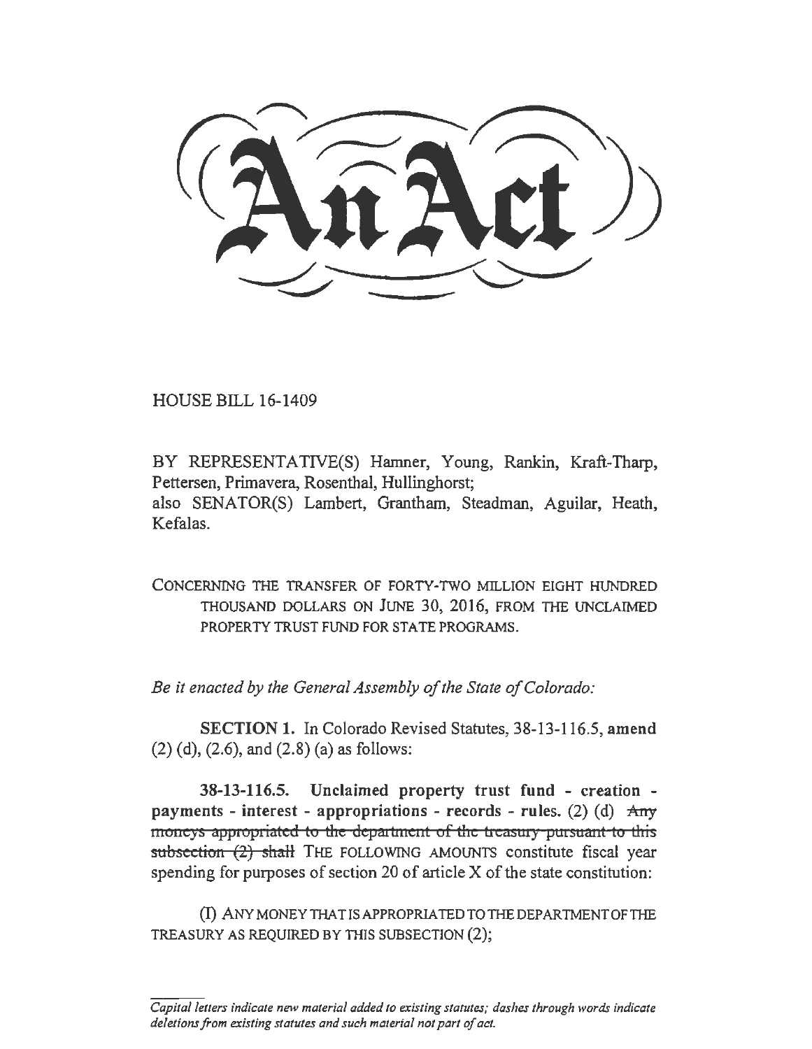# An Act

HOUSE BILL 16-1409

BY REPRESENTATIVE(S) Hamner, Young, Rankin, Kraft-Tharp, Pettersen, Primavera, Rosenthal, Hullinghorst;
also SENATOR(S) Lambert, Grantham, Steadman, Aguilar, Heath, Kefalas.

CONCERNING THE TRANSFER OF FORTY-TWO MILLION EIGHT HUNDRED THOUSAND DOLLARS ON JUNE 30, 2016, FROM THE UNCLAIMED PROPERTY TRUST FUND FOR STATE PROGRAMS.

*Be it enacted by the General Assembly of the State of Colorado:*

**SECTION 1.** In Colorado Revised Statutes, 38-13-116.5, **amend** (2) (d), (2.6), and (2.8) (a) as follows:

**38-13-116.5. Unclaimed property trust fund - creation - payments - interest - appropriations - records - rules.** (2) (d) ~~Any moneys appropriated to the department of the treasury pursuant to this subsection (2) shall~~ THE FOLLOWING AMOUNTS constitute fiscal year spending for purposes of section 20 of article X of the state constitution:

(I) ANY MONEY THAT IS APPROPRIATED TO THE DEPARTMENT OF THE TREASURY AS REQUIRED BY THIS SUBSECTION (2);

*Capital letters indicate new material added to existing statutes; dashes through words indicate deletions from existing statutes and such material not part of act.*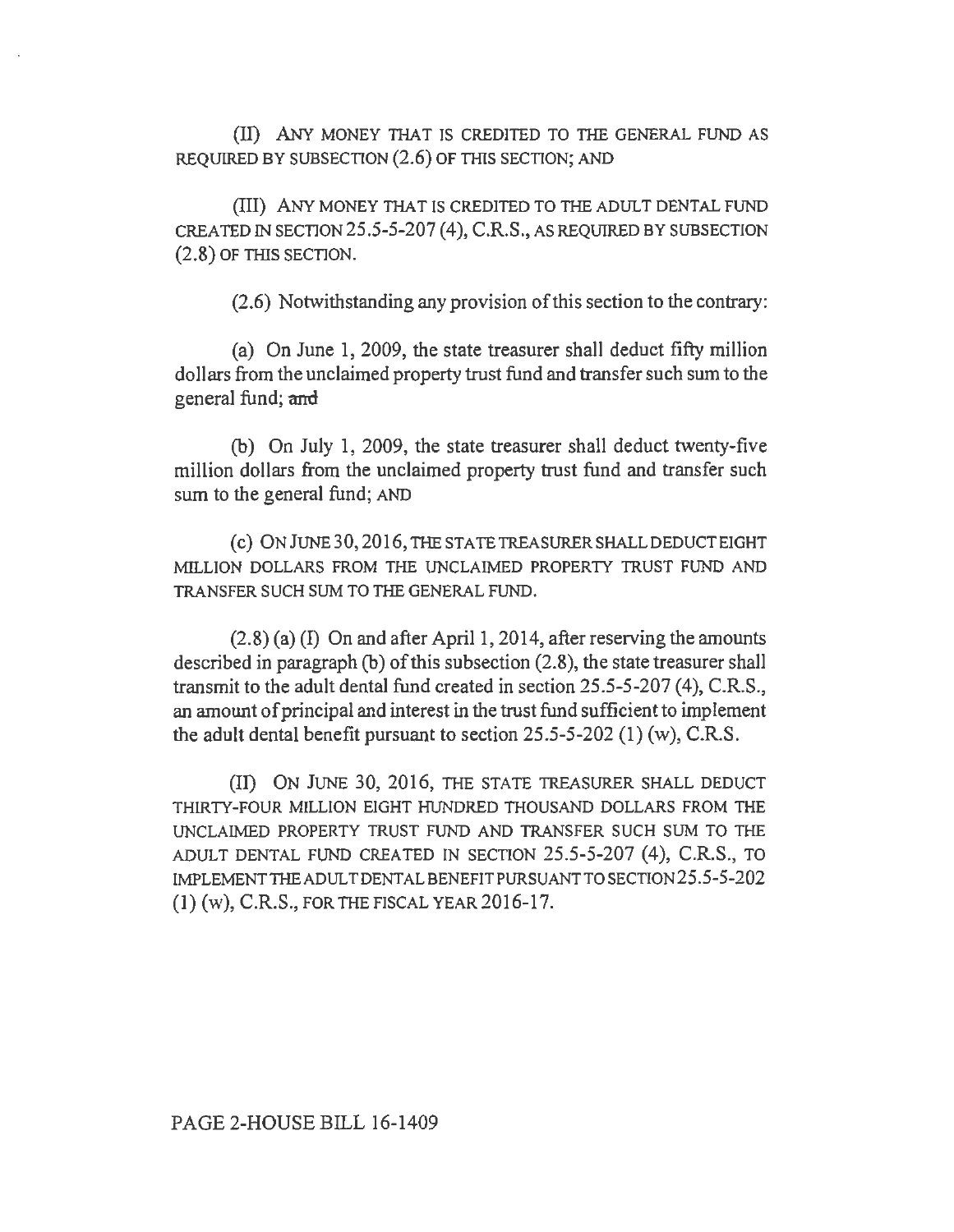(II) ANY MONEY THAT IS CREDITED TO THE GENERAL FUND AS REQUIRED BY SUBSECTION (2.6) OF THIS SECTION; AND

(III) ANY MONEY THAT IS CREDITED TO THE ADULT DENTAL FUND CREATED IN SECTION 25.5-5-207 (4), C.R.S., AS REQUIRED BY SUBSECTION (2.8) OF THIS SECTION.

(2.6) Notwithstanding any provision of this section to the contrary:

(a) On June 1, 2009, the state treasurer shall deduct fifty million dollars from the unclaimed property trust fund and transfer such sum to the general fund; ~~and~~

(b) On July 1, 2009, the state treasurer shall deduct twenty-five million dollars from the unclaimed property trust fund and transfer such sum to the general fund; AND

(c) ON JUNE 30, 2016, THE STATE TREASURER SHALL DEDUCT EIGHT MILLION DOLLARS FROM THE UNCLAIMED PROPERTY TRUST FUND AND TRANSFER SUCH SUM TO THE GENERAL FUND.

(2.8) (a) (I) On and after April 1, 2014, after reserving the amounts described in paragraph (b) of this subsection (2.8), the state treasurer shall transmit to the adult dental fund created in section 25.5-5-207 (4), C.R.S., an amount of principal and interest in the trust fund sufficient to implement the adult dental benefit pursuant to section 25.5-5-202 (1) (w), C.R.S.

(II) ON JUNE 30, 2016, THE STATE TREASURER SHALL DEDUCT THIRTY-FOUR MILLION EIGHT HUNDRED THOUSAND DOLLARS FROM THE UNCLAIMED PROPERTY TRUST FUND AND TRANSFER SUCH SUM TO THE ADULT DENTAL FUND CREATED IN SECTION 25.5-5-207 (4), C.R.S., TO IMPLEMENT THE ADULT DENTAL BENEFIT PURSUANT TO SECTION 25.5-5-202 (1) (w), C.R.S., FOR THE FISCAL YEAR 2016-17.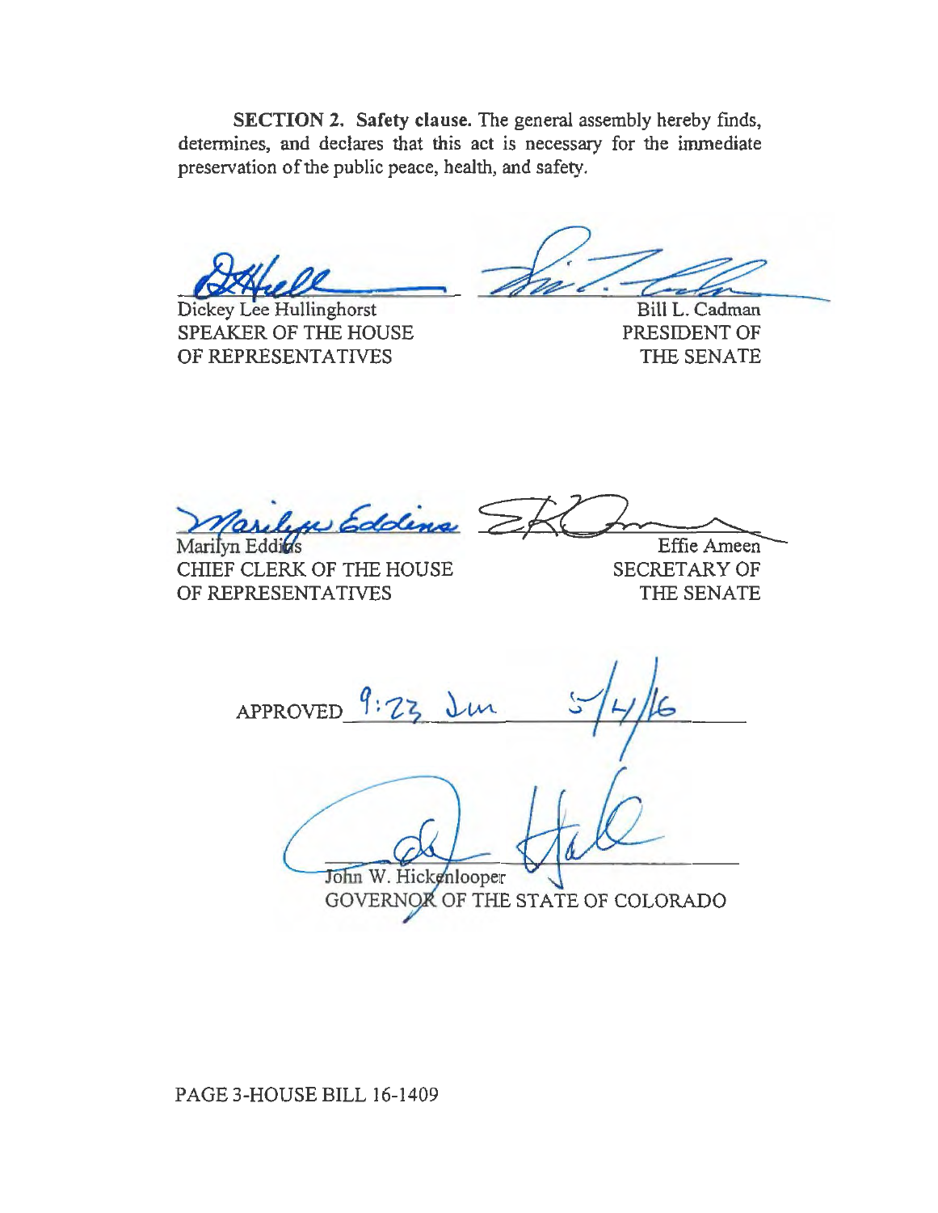**SECTION 2. Safety clause.** The general assembly hereby finds, determines, and declares that this act is necessary for the immediate preservation of the public peace, health, and safety.

Dickey Lee Hullinghorst
SPEAKER OF THE HOUSE
OF REPRESENTATIVES

Bill L. Cadman
PRESIDENT OF
THE SENATE

Marilyn Eddins
CHIEF CLERK OF THE HOUSE
OF REPRESENTATIVES

Effie Ameen
SECRETARY OF
THE SENATE

APPROVED 9:23 Am 5/4/16

John W. Hickenlooper
GOVERNOR OF THE STATE OF COLORADO

PAGE 3-HOUSE BILL 16-1409